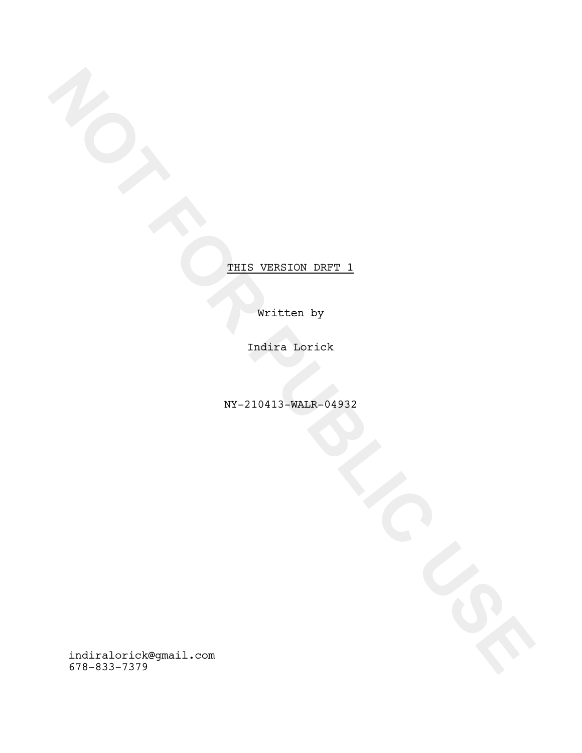NOT FOR PUBLIC USE

THIS VERSION DRFT 1

Written by

Indira Lorick

NY-210413-WALR-04932

indiralorick@gmail.com
678-833-7379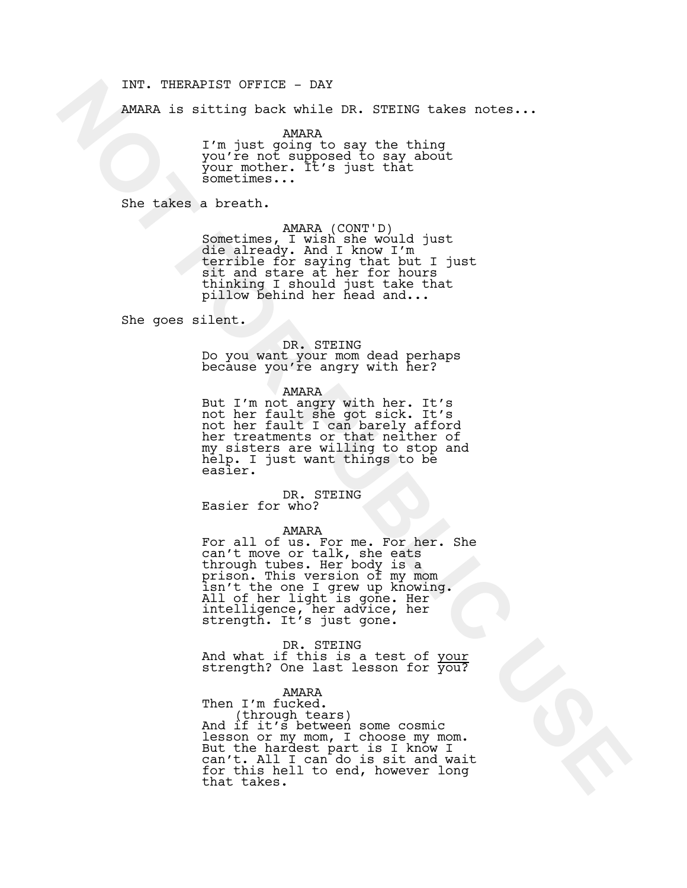INT. THERAPIST OFFICE - DAY

AMARA is sitting back while DR. STEING takes notes...

AMARA
I'm just going to say the thing you're not supposed to say about your mother. It's just that sometimes...

She takes a breath.

AMARA (CONT'D)
Sometimes, I wish she would just die already. And I know I'm terrible for saying that but I just sit and stare at her for hours thinking I should just take that pillow behind her head and...

She goes silent.

DR. STEING
Do you want your mom dead perhaps because you're angry with her?

AMARA
But I'm not angry with her. It's not her fault she got sick. It's not her fault I can barely afford her treatments or that neither of my sisters are willing to stop and help. I just want things to be easier.

DR. STEING
Easier for who?

AMARA
For all of us. For me. For her. She can't move or talk, she eats through tubes. Her body is a prison. This version of my mom isn't the one I grew up knowing. All of her light is gone. Her intelligence, her advice, her strength. It's just gone.

DR. STEING
And what if this is a test of <u>your</u> strength? One last lesson for <u>you?</u>

AMARA
Then I'm fucked.
(through tears)
And if it's between some cosmic lesson or my mom, I choose my mom. But the hardest part is I know I can't. All I can do is sit and wait for this hell to end, however long that takes.